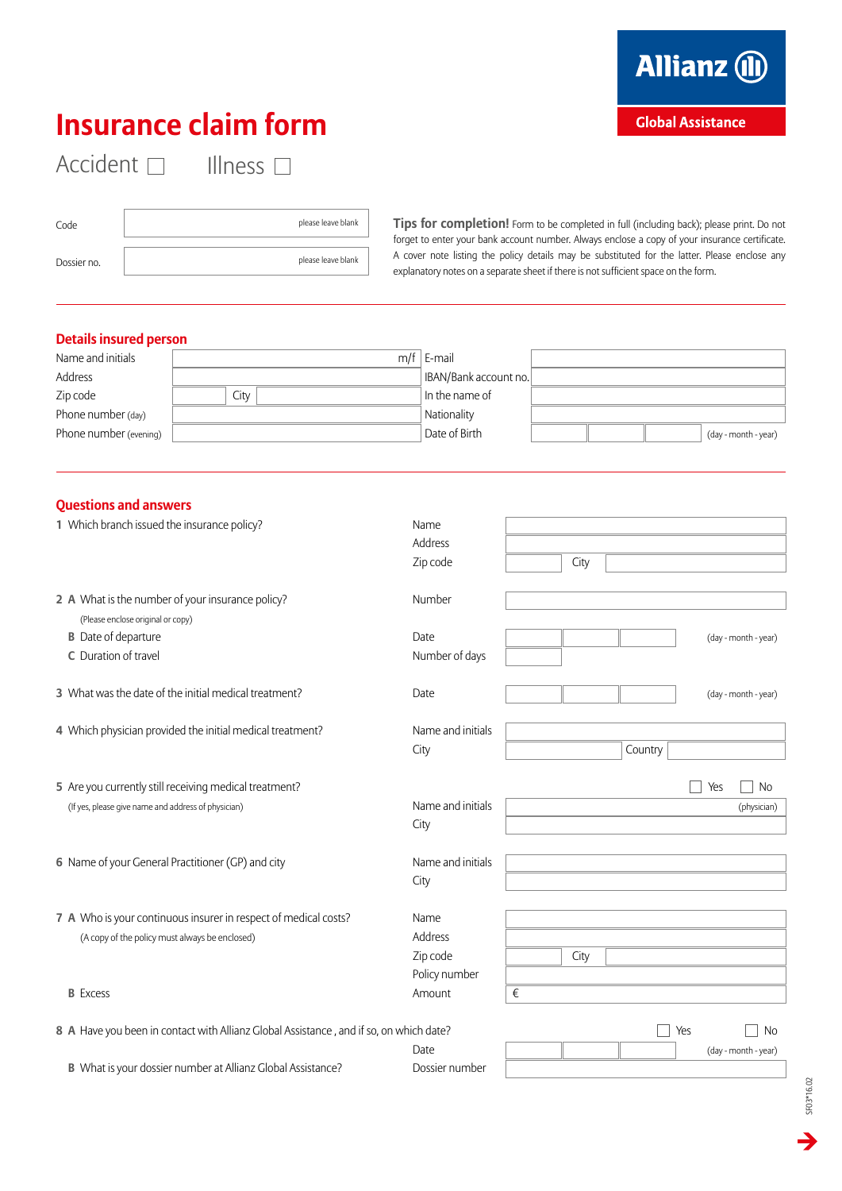Allianz

Global Assistance

# Insurance claim form

Accident ☐ Illness ☐

| | |
|---|---|
| Code | please leave blank |
| Dossier no. | please leave blank |

**Tips for completion!** Form to be completed in full (including back); please print. Do not forget to enter your bank account number. Always enclose a copy of your insurance certificate. A cover note listing the policy details may be substituted for the latter. Please enclose any explanatory notes on a separate sheet if there is not sufficient space on the form.

## Details insured person

| | | | |
|---|---|---|---|
| Name and initials | m/f | E-mail | |
| Address | | IBAN/Bank account no. | |
| Zip code | City | In the name of | |
| Phone number (day) | | Nationality | |
| Phone number (evening) | | Date of Birth | (day - month - year) |

## Questions and answers

| Question | Field | Answer |
|---|---|---|
| 1 Which branch issued the insurance policy? | Name | |
| | Address | |
| | Zip code | City |
| 2 A What is the number of your insurance policy? (Please enclose original or copy) | Number | |
| B Date of departure | Date | (day - month - year) |
| C Duration of travel | Number of days | |
| 3 What was the date of the initial medical treatment? | Date | (day - month - year) |
| 4 Which physician provided the initial medical treatment? | Name and initials | |
| | City | Country |
| 5 Are you currently still receiving medical treatment? (If yes, please give name and address of physician) | | ☐ Yes ☐ No |
| | Name and initials | (physician) |
| | City | |
| 6 Name of your General Practitioner (GP) and city | Name and initials | |
| | City | |
| 7 A Who is your continuous insurer in respect of medical costs? (A copy of the policy must always be enclosed) | Name | |
| | Address | |
| | Zip code | City |
| | Policy number | |
| B Excess | Amount | € |
| 8 A Have you been in contact with Allianz Global Assistance , and if so, on which date? | | ☐ Yes ☐ No |
| | Date | (day - month - year) |
| B What is your dossier number at Allianz Global Assistance? | Dossier number | |

SF03*16.02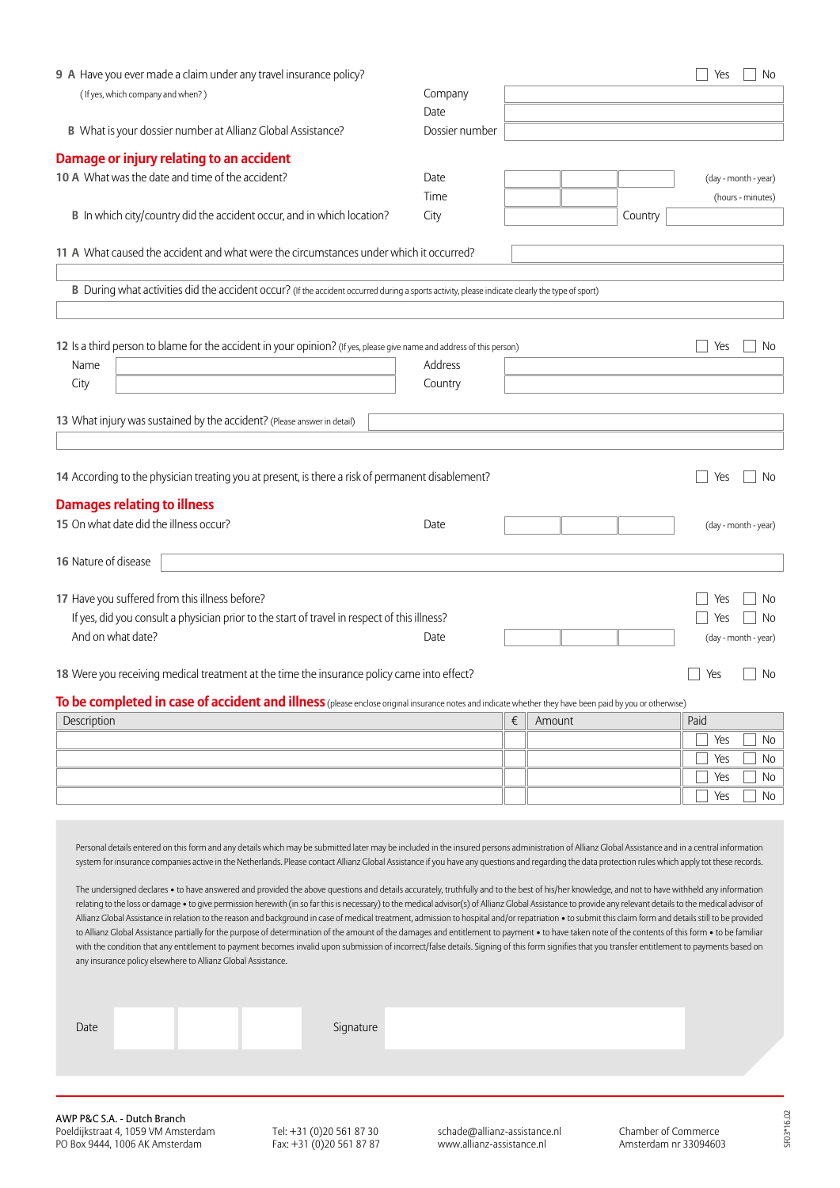**9 A** Have you ever made a claim under any travel insurance policy? ☐ Yes ☐ No

(If yes, which company and when?)

Company

Date

**B** What is your dossier number at Allianz Global Assistance? Dossier number

## Damage or injury relating to an accident

**10 A** What was the date and time of the accident?

Date (day - month - year)

Time (hours - minutes)

**B** In which city/country did the accident occur, and in which location? City Country

**11 A** What caused the accident and what were the circumstances under which it occurred?

**B** During what activities did the accident occur? (If the accident occurred during a sports activity, please indicate clearly the type of sport)

**12** Is a third person to blame for the accident in your opinion? (If yes, please give name and address of this person) ☐ Yes ☐ No

Name Address

City Country

**13** What injury was sustained by the accident? (Please answer in detail)

**14** According to the physician treating you at present, is there a risk of permanent disablement? ☐ Yes ☐ No

## Damages relating to illness

**15** On what date did the illness occur? Date (day - month - year)

**16** Nature of disease

**17** Have you suffered from this illness before? ☐ Yes ☐ No

If yes, did you consult a physician prior to the start of travel in respect of this illness? ☐ Yes ☐ No

And on what date? Date (day - month - year)

**18** Were you receiving medical treatment at the time the insurance policy came into effect? ☐ Yes ☐ No

## To be completed in case of accident and illness

(please enclose original insurance notes and indicate whether they have been paid by you or otherwise)

| Description | € | Amount | Paid |
|---|---|---|---|
| | | | ☐ Yes ☐ No |
| | | | ☐ Yes ☐ No |
| | | | ☐ Yes ☐ No |
| | | | ☐ Yes ☐ No |

Personal details entered on this form and any details which may be submitted later may be included in the insured persons administration of Allianz Global Assistance and in a central information system for insurance companies active in the Netherlands. Please contact Allianz Global Assistance if you have any questions and regarding the data protection rules which apply tot these records.

The undersigned declares • to have answered and provided the above questions and details accurately, truthfully and to the best of his/her knowledge, and not to have withheld any information relating to the loss or damage • to give permission herewith (in so far this is necessary) to the medical advisor(s) of Allianz Global Assistance to provide any relevant details to the medical advisor of Allianz Global Assistance in relation to the reason and background in case of medical treatment, admission to hospital and/or repatriation • to submit this claim form and details still to be provided to Allianz Global Assistance partially for the purpose of determination of the amount of the damages and entitlement to payment • to have taken note of the contents of this form • to be familiar with the condition that any entitlement to payment becomes invalid upon submission of incorrect/false details. Signing of this form signifies that you transfer entitlement to payments based on any insurance policy elsewhere to Allianz Global Assistance.

Date Signature

**AWP P&C S.A. - Dutch Branch**
Poeldijkstraat 4, 1059 VM Amsterdam
PO Box 9444, 1006 AK Amsterdam

Tel: +31 (0)20 561 87 30
Fax: +31 (0)20 561 87 87

schade@allianz-assistance.nl
www.allianz-assistance.nl

Chamber of Commerce
Amsterdam nr 33094603

SF03*16.02